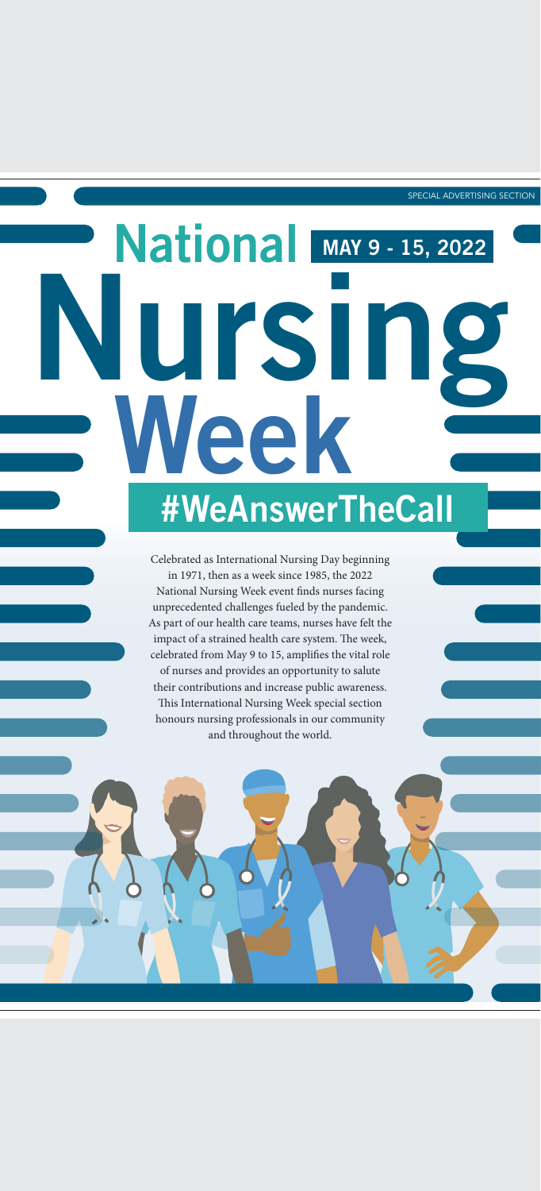SPECIAL ADVERTISING SECTION

# National Nursing Week

**MAY 9 - 15, 2022**

## #WeAnswerTheCall

Celebrated as International Nursing Day beginning in 1971, then as a week since 1985, the 2022 National Nursing Week event finds nurses facing unprecedented challenges fueled by the pandemic. As part of our health care teams, nurses have felt the impact of a strained health care system. The week, celebrated from May 9 to 15, amplifies the vital role of nurses and provides an opportunity to salute their contributions and increase public awareness. This International Nursing Week special section honours nursing professionals in our community and throughout the world.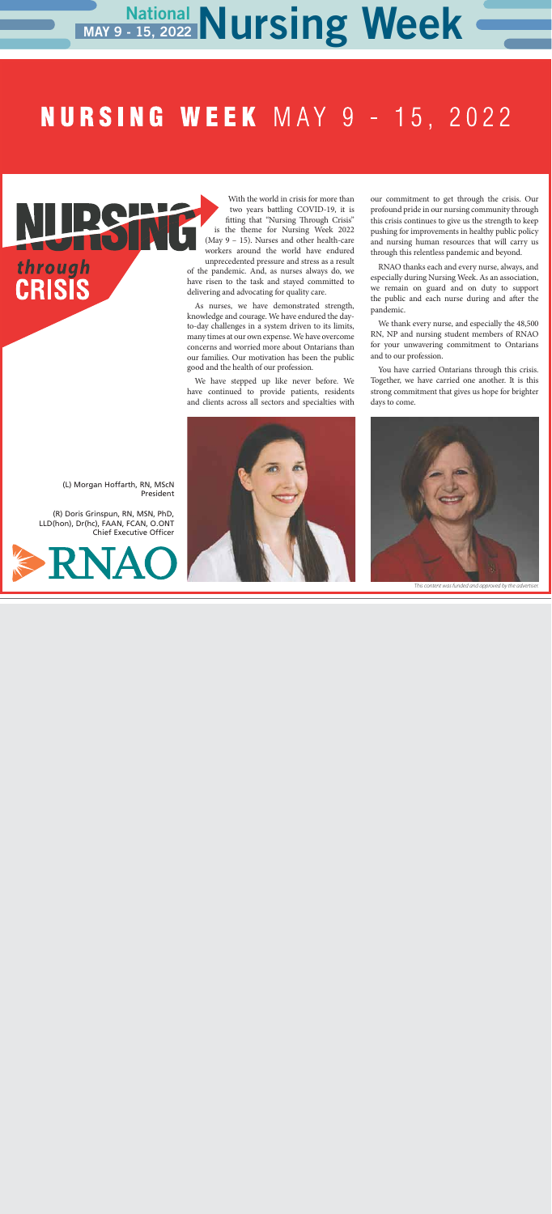# National Nursing Week MAY 9 - 15, 2022

## NURSING WEEK MAY 9 - 15, 2022

### NURSING *through* CRISIS

With the world in crisis for more than two years battling COVID-19, it is fitting that "Nursing Through Crisis" is the theme for Nursing Week 2022 (May 9 – 15). Nurses and other health-care workers around the world have endured unprecedented pressure and stress as a result of the pandemic. And, as nurses always do, we have risen to the task and stayed committed to delivering and advocating for quality care.

As nurses, we have demonstrated strength, knowledge and courage. We have endured the day-to-day challenges in a system driven to its limits, many times at our own expense. We have overcome concerns and worried more about Ontarians than our families. Our motivation has been the public good and the health of our profession.

We have stepped up like never before. We have continued to provide patients, residents and clients across all sectors and specialties with our commitment to get through the crisis. Our profound pride in our nursing community through this crisis continues to give us the strength to keep pushing for improvements in healthy public policy and nursing human resources that will carry us through this relentless pandemic and beyond.

RNAO thanks each and every nurse, always, and especially during Nursing Week. As an association, we remain on guard and on duty to support the public and each nurse during and after the pandemic.

We thank every nurse, and especially the 48,500 RN, NP and nursing student members of RNAO for your unwavering commitment to Ontarians and to our profession.

You have carried Ontarians through this crisis. Together, we have carried one another. It is this strong commitment that gives us hope for brighter days to come.

(L) Morgan Hoffarth, RN, MScN
President

(R) Doris Grinspun, RN, MSN, PhD, LLD(hon), Dr(hc), FAAN, FCAN, O.ONT
Chief Executive Officer

RNAO

*This content was funded and approved by the advertiser.*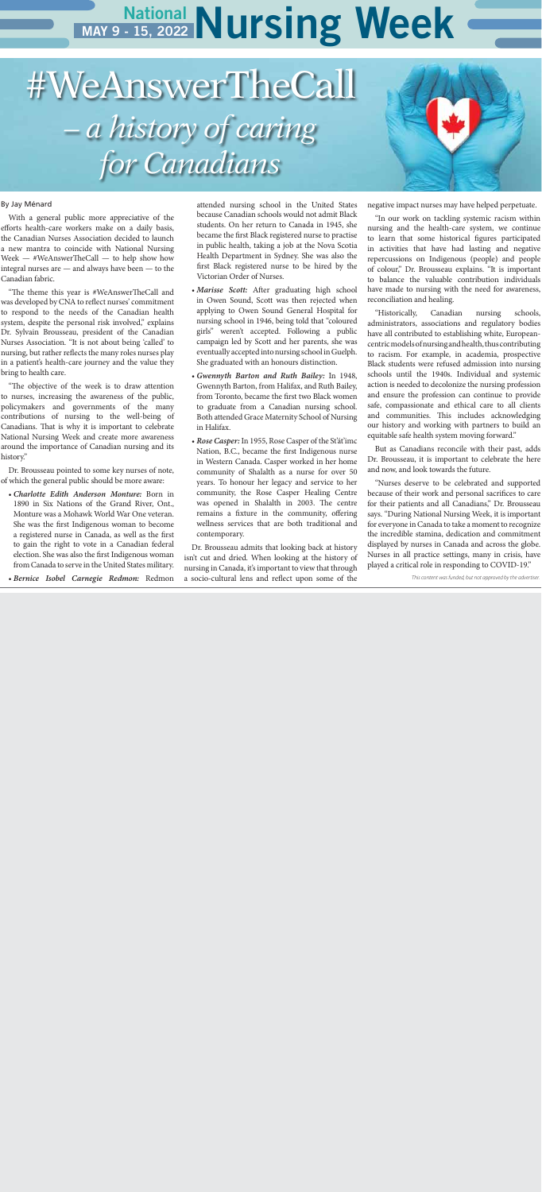# National Nursing Week MAY 9 - 15, 2022

# #WeAnswerTheCall – *a history of caring for Canadians*

By Jay Ménard

With a general public more appreciative of the efforts health-care workers make on a daily basis, the Canadian Nurses Association decided to launch a new mantra to coincide with National Nursing Week — #WeAnswerTheCall — to help show how integral nurses are — and always have been — to the Canadian fabric.

"The theme this year is #WeAnswerTheCall and was developed by CNA to reflect nurses' commitment to respond to the needs of the Canadian health system, despite the personal risk involved," explains Dr. Sylvain Brousseau, president of the Canadian Nurses Association. "It is not about being 'called' to nursing, but rather reflects the many roles nurses play in a patient's health-care journey and the value they bring to health care.

"The objective of the week is to draw attention to nurses, increasing the awareness of the public, policymakers and governments of the many contributions of nursing to the well-being of Canadians. That is why it is important to celebrate National Nursing Week and create more awareness around the importance of Canadian nursing and its history."

Dr. Brousseau pointed to some key nurses of note, of which the general public should be more aware:

- ***Charlotte Edith Anderson Monture:*** Born in 1890 in Six Nations of the Grand River, Ont., Monture was a Mohawk World War One veteran. She was the first Indigenous woman to become a registered nurse in Canada, as well as the first to gain the right to vote in a Canadian federal election. She was also the first Indigenous woman from Canada to serve in the United States military.
- ***Bernice Isobel Carnegie Redmon:*** Redmon attended nursing school in the United States because Canadian schools would not admit Black students. On her return to Canada in 1945, she became the first Black registered nurse to practise in public health, taking a job at the Nova Scotia Health Department in Sydney. She was also the first Black registered nurse to be hired by the Victorian Order of Nurses.
- ***Marisse Scott:*** After graduating high school in Owen Sound, Scott was then rejected when applying to Owen Sound General Hospital for nursing school in 1946, being told that "coloured girls" weren't accepted. Following a public campaign led by Scott and her parents, she was eventually accepted into nursing school in Guelph. She graduated with an honours distinction.
- ***Gwennyth Barton and Ruth Bailey:*** In 1948, Gwennyth Barton, from Halifax, and Ruth Bailey, from Toronto, became the first two Black women to graduate from a Canadian nursing school. Both attended Grace Maternity School of Nursing in Halifax.
- ***Rose Casper:*** In 1955, Rose Casper of the St'át'imc Nation, B.C., became the first Indigenous nurse in Western Canada. Casper worked in her home community of Shalalth as a nurse for over 50 years. To honour her legacy and service to her community, the Rose Casper Healing Centre was opened in Shalalth in 2003. The centre remains a fixture in the community, offering wellness services that are both traditional and contemporary.

Dr. Brousseau admits that looking back at history isn't cut and dried. When looking at the history of nursing in Canada, it's important to view that through a socio-cultural lens and reflect upon some of the negative impact nurses may have helped perpetuate.

"In our work on tackling systemic racism within nursing and the health-care system, we continue to learn that some historical figures participated in activities that have had lasting and negative repercussions on Indigenous (people) and people of colour," Dr. Brousseau explains. "It is important to balance the valuable contribution individuals have made to nursing with the need for awareness, reconciliation and healing.

"Historically, Canadian nursing schools, administrators, associations and regulatory bodies have all contributed to establishing white, European-centric models of nursing and health, thus contributing to racism. For example, in academia, prospective Black students were refused admission into nursing schools until the 1940s. Individual and systemic action is needed to decolonize the nursing profession and ensure the profession can continue to provide safe, compassionate and ethical care to all clients and communities. This includes acknowledging our history and working with partners to build an equitable safe health system moving forward."

But as Canadians reconcile with their past, adds Dr. Brousseau, it is important to celebrate the here and now, and look towards the future.

"Nurses deserve to be celebrated and supported because of their work and personal sacrifices to care for their patients and all Canadians," Dr. Brousseau says. "During National Nursing Week, it is important for everyone in Canada to take a moment to recognize the incredible stamina, dedication and commitment displayed by nurses in Canada and across the globe. Nurses in all practice settings, many in crisis, have played a critical role in responding to COVID-19."

*This content was funded, but not approved by the advertiser.*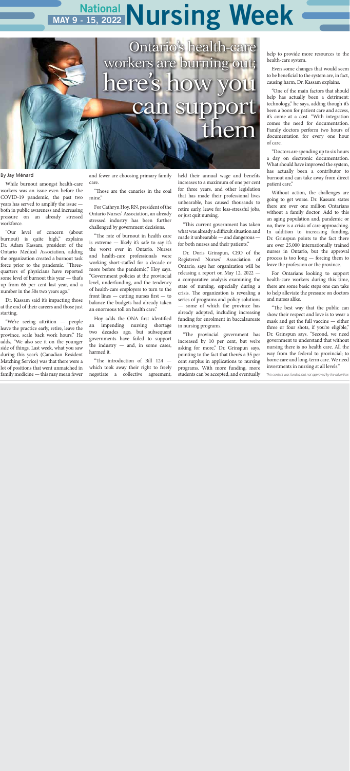# Ontario's health-care workers are burning out; here's how you can support them

By Jay Ménard

While burnout amongst health-care workers was an issue even before the COVID-19 pandemic, the past two years has served to amplify the issue — both in public awareness and increasing pressure on an already stressed workforce.

"Our level of concern (about burnout) is quite high," explains Dr. Adam Kassam, president of the Ontario Medical Association, adding the organization created a burnout task force prior to the pandemic. "Three-quarters of physicians have reported some level of burnout this year — that's up from 66 per cent last year, and a number in the 50s two years ago."

Dr. Kassam said it's impacting those at the end of their careers and those just starting.

"We're seeing attrition — people leave the practice early, retire, leave the province, scale back work hours." He adds, "We also see it on the younger side of things. Last week, what you saw during this year's (Canadian Resident Matching Service) was that there were a lot of positions that went unmatched in family medicine — this may mean fewer and fewer are choosing primary family care.

"Those are the canaries in the coal mine."

For Cathryn Hoy, RN, president of the Ontario Nurses' Association, an already stressed industry has been further challenged by government decisions.

"The rate of burnout in health care is extreme — likely it's safe to say it's the worst ever in Ontario. Nurses and health-care professionals were working short-staffed for a decade or more before the pandemic," Hoy says. "Government policies at the provincial level, underfunding, and the tendency of health-care employers to turn to the front lines — cutting nurses first — to balance the budgets had already taken an enormous toll on health care."

Hoy adds the ONA first identified an impending nursing shortage two decades ago, but subsequent governments have failed to support the industry — and, in some cases, harmed it.

"The introduction of Bill 124 — which took away their right to freely negotiate a collective agreement, held their annual wage and benefits increases to a maximum of one per cent for three years, and other legislation that has made their professional lives unbearable, has caused thousands to retire early, leave for less-stressful jobs, or just quit nursing.

"This current government has taken what was already a difficult situation and made it unbearable — and dangerous — for both nurses and their patients."

Dr. Doris Grinspun, CEO of the Registered Nurses' Association of Ontario, says her organization will be releasing a report on May 12, 2022 — a comparative analysis examining the state of nursing, especially during a crisis. The organization is revealing a series of programs and policy solutions — some of which the province has already adopted, including increasing funding for enrolment in baccalaureate in nursing programs.

"The provincial government has increased by 10 per cent, but we're asking for more," Dr. Grinspun says, pointing to the fact that there's a 35 per cent surplus in applications to nursing programs. With more funding, more students can be accepted, and eventually help to provide more resources to the health-care system.

Even some changes that would seem to be beneficial to the system are, in fact, causing harm, Dr. Kassam explains.

"One of the main factors that should help has actually been a detriment: technology," he says, adding though it's been a boon for patient care and access, it's come at a cost. "With integration comes the need for documentation. Family doctors perform two hours of documentation for every one hour of care.

"Doctors are spending up to six hours a day on electronic documentation. What should have improved the system, has actually been a contributor to burnout and can take away from direct patient care."

Without action, the challenges are going to get worse. Dr. Kassam states there are over one million Ontarians without a family doctor. Add to this an aging population and, pandemic or no, there is a crisis of care approaching. In addition to increasing funding, Dr. Grinspun points to the fact there are over 25,000 internationally trained nurses in Ontario, but the approval process is too long — forcing them to leave the profession or the province.

For Ontarians looking to support health-care workers during this time, there are some basic steps one can take to help alleviate the pressure on doctors and nurses alike.

"The best way that the public can show their respect and love is to wear a mask and get the full vaccine — either three or four shots, if you're eligible," Dr. Grinspun says. "Second, we need government to understand that without nursing there is no health care. All the way from the federal to provincial; to home care and long-term care. We need investments in nursing at all levels."

*This content was funded, but not approved by the advertiser.*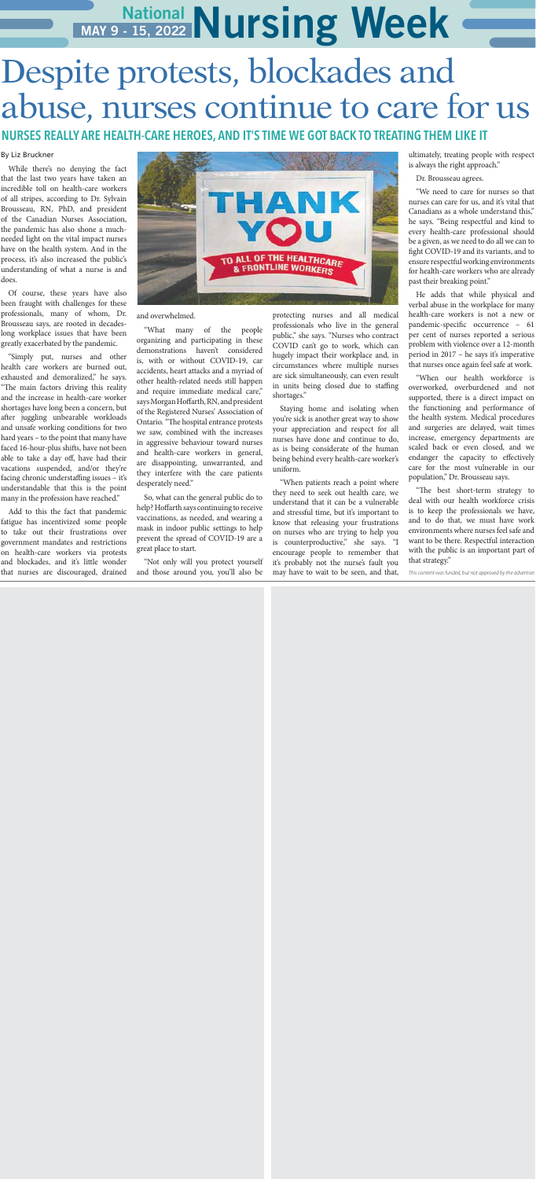# National MAY 9 - 15, 2022 Nursing Week

# Despite protests, blockades and abuse, nurses continue to care for us

## NURSES REALLY ARE HEALTH-CARE HEROES, AND IT'S TIME WE GOT BACK TO TREATING THEM LIKE IT

By Liz Bruckner

While there's no denying the fact that the last two years have taken an incredible toll on health-care workers of all stripes, according to Dr. Sylvain Brousseau, RN, PhD, and president of the Canadian Nurses Association, the pandemic has also shone a much-needed light on the vital impact nurses have on the health system. And in the process, it's also increased the public's understanding of what a nurse is and does.

Of course, these years have also been fraught with challenges for these professionals, many of whom, Dr. Brousseau says, are rooted in decades-long workplace issues that have been greatly exacerbated by the pandemic.

"Simply put, nurses and other health care workers are burned out, exhausted and demoralized," he says. "The main factors driving this reality and the increase in health-care worker shortages have long been a concern, but after juggling unbearable workloads and unsafe working conditions for two hard years – to the point that many have faced 16-hour-plus shifts, have not been able to take a day off, have had their vacations suspended, and/or they're facing chronic understaffing issues – it's understandable that this is the point many in the profession have reached."

Add to this the fact that pandemic fatigue has incentivized some people to take out their frustrations over government mandates and restrictions on health-care workers via protests and blockades, and it's little wonder that nurses are discouraged, drained and overwhelmed.

"What many of the people organizing and participating in these demonstrations haven't considered is, with or without COVID-19, car accidents, heart attacks and a myriad of other health-related needs still happen and require immediate medical care," says Morgan Hoffarth, RN, and president of the Registered Nurses' Association of Ontario. "The hospital entrance protests we saw, combined with the increases in aggressive behaviour toward nurses and health-care workers in general, are disappointing, unwarranted, and they interfere with the care patients desperately need."

So, what can the general public do to help? Hoffarth says continuing to receive vaccinations, as needed, and wearing a mask in indoor public settings to help prevent the spread of COVID-19 are a great place to start.

"Not only will you protect yourself and those around you, you'll also be protecting nurses and all medical professionals who live in the general public," she says. "Nurses who contract COVID can't go to work, which can hugely impact their workplace and, in circumstances where multiple nurses are sick simultaneously, can even result in units being closed due to staffing shortages."

Staying home and isolating when you're sick is another great way to show your appreciation and respect for all nurses have done and continue to do, as is being considerate of the human being behind every health-care worker's uniform.

"When patients reach a point where they need to seek out health care, we understand that it can be a vulnerable and stressful time, but it's important to know that releasing your frustrations on nurses who are trying to help you is counterproductive," she says. "I encourage people to remember that it's probably not the nurse's fault you may have to wait to be seen, and that, ultimately, treating people with respect is always the right approach."

Dr. Brousseau agrees.

"We need to care for nurses so that nurses can care for us, and it's vital that Canadians as a whole understand this," he says. "Being respectful and kind to every health-care professional should be a given, as we need to do all we can to fight COVID-19 and its variants, and to ensure respectful working environments for health-care workers who are already past their breaking point."

He adds that while physical and verbal abuse in the workplace for many health-care workers is not a new or pandemic-specific occurrence – 61 per cent of nurses reported a serious problem with violence over a 12-month period in 2017 – he says it's imperative that nurses once again feel safe at work.

"When our health workforce is overworked, overburdened and not supported, there is a direct impact on the functioning and performance of the health system. Medical procedures and surgeries are delayed, wait times increase, emergency departments are scaled back or even closed, and we endanger the capacity to effectively care for the most vulnerable in our population," Dr. Brousseau says.

"The best short-term strategy to deal with our health workforce crisis is to keep the professionals we have, and to do that, we must have work environments where nurses feel safe and want to be there. Respectful interaction with the public is an important part of that strategy."

*This content was funded, but not approved by the advertiser.*